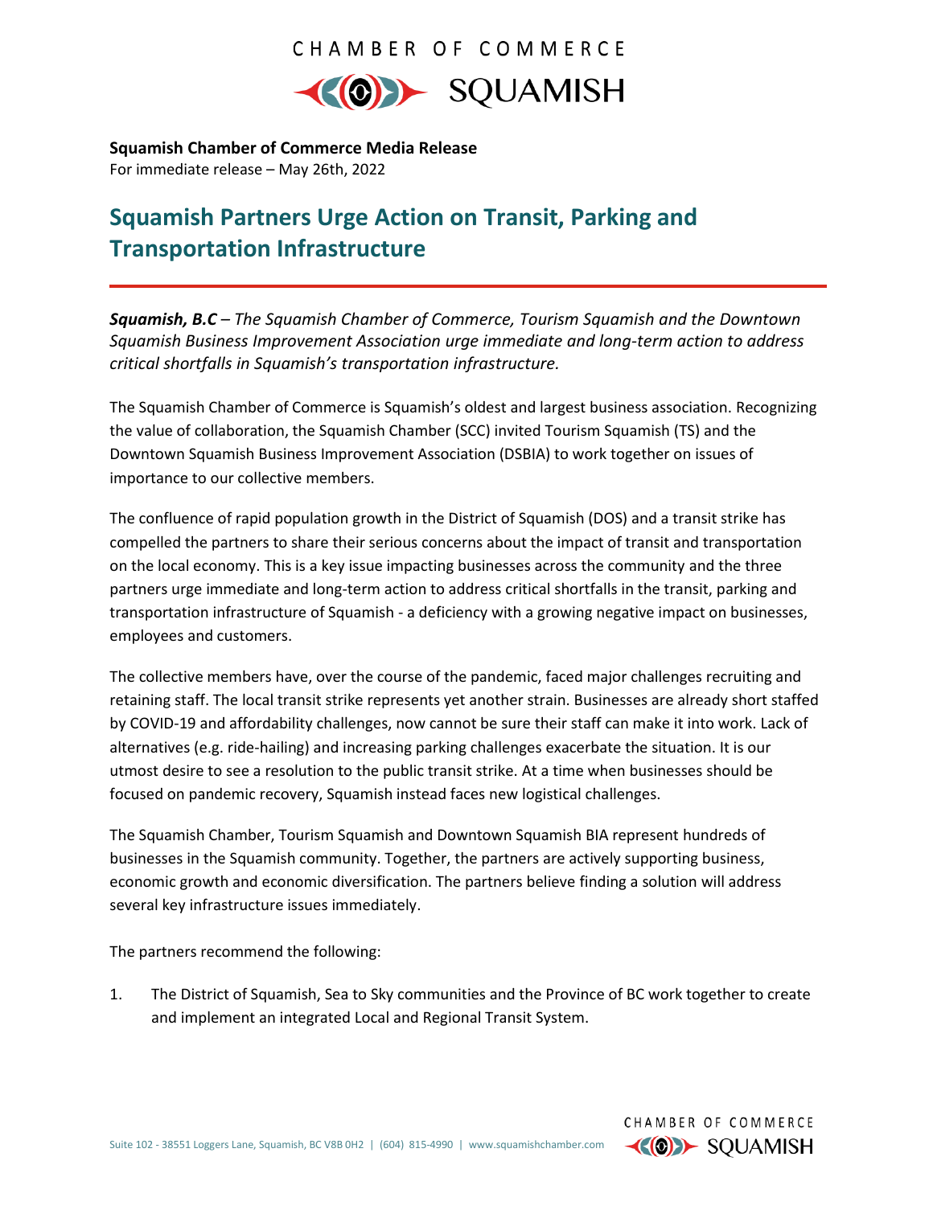CHAMBER OF COMMERCE SQUAMISH

**Squamish Chamber of Commerce Media Release**
For immediate release – May 26th, 2022

# Squamish Partners Urge Action on Transit, Parking and Transportation Infrastructure

***Squamish, B.C** – The Squamish Chamber of Commerce, Tourism Squamish and the Downtown Squamish Business Improvement Association urge immediate and long-term action to address critical shortfalls in Squamish's transportation infrastructure.*

The Squamish Chamber of Commerce is Squamish's oldest and largest business association. Recognizing the value of collaboration, the Squamish Chamber (SCC) invited Tourism Squamish (TS) and the Downtown Squamish Business Improvement Association (DSBIA) to work together on issues of importance to our collective members.

The confluence of rapid population growth in the District of Squamish (DOS) and a transit strike has compelled the partners to share their serious concerns about the impact of transit and transportation on the local economy. This is a key issue impacting businesses across the community and the three partners urge immediate and long-term action to address critical shortfalls in the transit, parking and transportation infrastructure of Squamish - a deficiency with a growing negative impact on businesses, employees and customers.

The collective members have, over the course of the pandemic, faced major challenges recruiting and retaining staff. The local transit strike represents yet another strain. Businesses are already short staffed by COVID-19 and affordability challenges, now cannot be sure their staff can make it into work. Lack of alternatives (e.g. ride-hailing) and increasing parking challenges exacerbate the situation. It is our utmost desire to see a resolution to the public transit strike. At a time when businesses should be focused on pandemic recovery, Squamish instead faces new logistical challenges.

The Squamish Chamber, Tourism Squamish and Downtown Squamish BIA represent hundreds of businesses in the Squamish community. Together, the partners are actively supporting business, economic growth and economic diversification. The partners believe finding a solution will address several key infrastructure issues immediately.

The partners recommend the following:

1. The District of Squamish, Sea to Sky communities and the Province of BC work together to create and implement an integrated Local and Regional Transit System.

Suite 102 - 38551 Loggers Lane, Squamish, BC V8B 0H2 | (604) 815-4990 | www.squamishchamber.com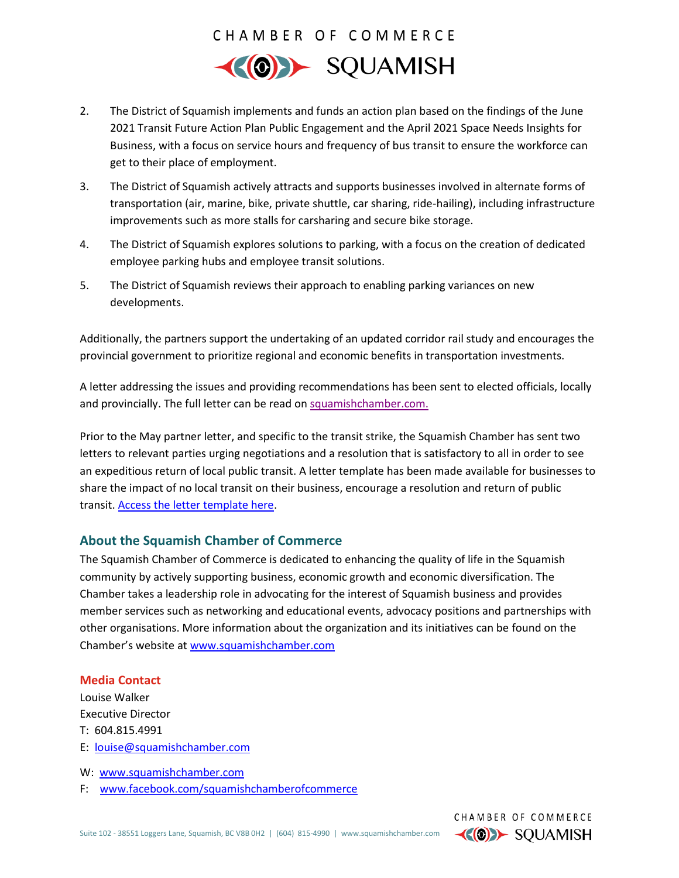2. The District of Squamish implements and funds an action plan based on the findings of the June 2021 Transit Future Action Plan Public Engagement and the April 2021 Space Needs Insights for Business, with a focus on service hours and frequency of bus transit to ensure the workforce can get to their place of employment.
3. The District of Squamish actively attracts and supports businesses involved in alternate forms of transportation (air, marine, bike, private shuttle, car sharing, ride-hailing), including infrastructure improvements such as more stalls for carsharing and secure bike storage.
4. The District of Squamish explores solutions to parking, with a focus on the creation of dedicated employee parking hubs and employee transit solutions.
5. The District of Squamish reviews their approach to enabling parking variances on new developments.

Additionally, the partners support the undertaking of an updated corridor rail study and encourages the provincial government to prioritize regional and economic benefits in transportation investments.

A letter addressing the issues and providing recommendations has been sent to elected officials, locally and provincially. The full letter can be read on squamishchamber.com.

Prior to the May partner letter, and specific to the transit strike, the Squamish Chamber has sent two letters to relevant parties urging negotiations and a resolution that is satisfactory to all in order to see an expeditious return of local public transit. A letter template has been made available for businesses to share the impact of no local transit on their business, encourage a resolution and return of public transit. Access the letter template here.

## About the Squamish Chamber of Commerce

The Squamish Chamber of Commerce is dedicated to enhancing the quality of life in the Squamish community by actively supporting business, economic growth and economic diversification. The Chamber takes a leadership role in advocating for the interest of Squamish business and provides member services such as networking and educational events, advocacy positions and partnerships with other organisations. More information about the organization and its initiatives can be found on the Chamber's website at www.squamishchamber.com

## Media Contact

Louise Walker
Executive Director
T: 604.815.4991
E: louise@squamishchamber.com

W: www.squamishchamber.com
F: www.facebook.com/squamishchamberofcommerce